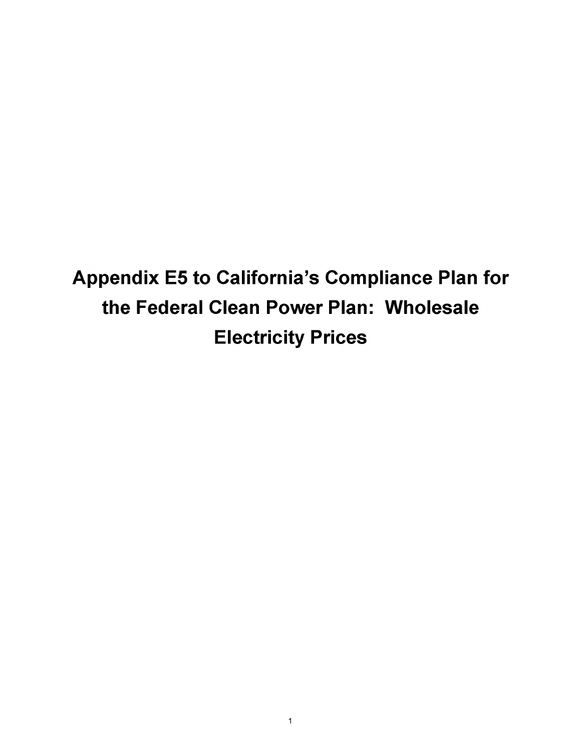# Appendix E5 to California's Compliance Plan for the Federal Clean Power Plan: Wholesale Electricity Prices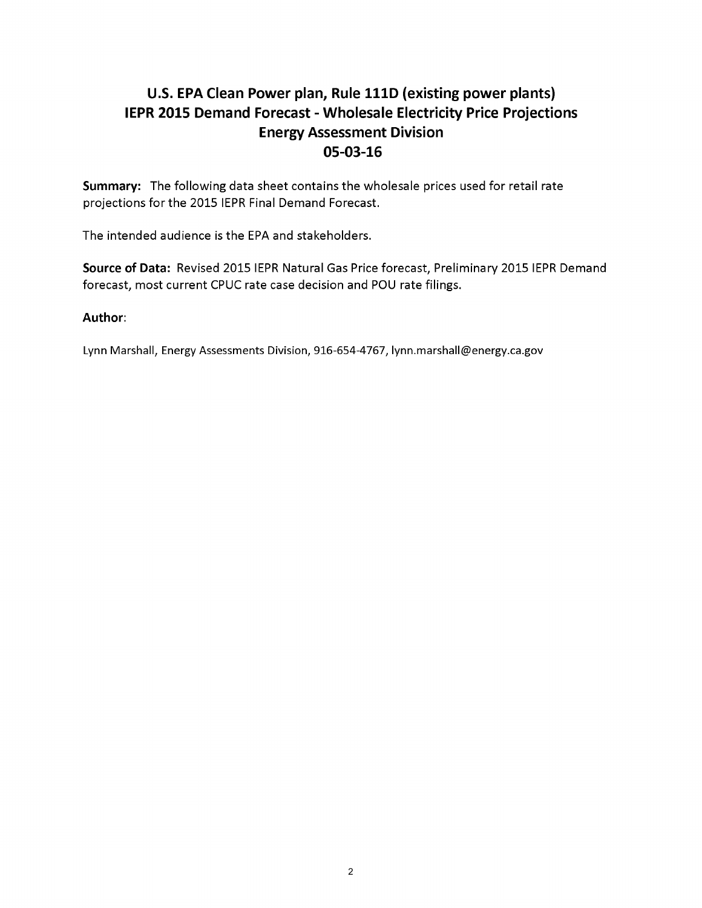# U.S. EPA Clean Power plan, Rule 111D (existing power plants)
# IEPR 2015 Demand Forecast - Wholesale Electricity Price Projections
# Energy Assessment Division
# 05-03-16

**Summary:** The following data sheet contains the wholesale prices used for retail rate projections for the 2015 IEPR Final Demand Forecast.

The intended audience is the EPA and stakeholders.

**Source of Data:** Revised 2015 IEPR Natural Gas Price forecast, Preliminary 2015 IEPR Demand forecast, most current CPUC rate case decision and POU rate filings.

**Author**:

Lynn Marshall, Energy Assessments Division, 916-654-4767, lynn.marshall@energy.ca.gov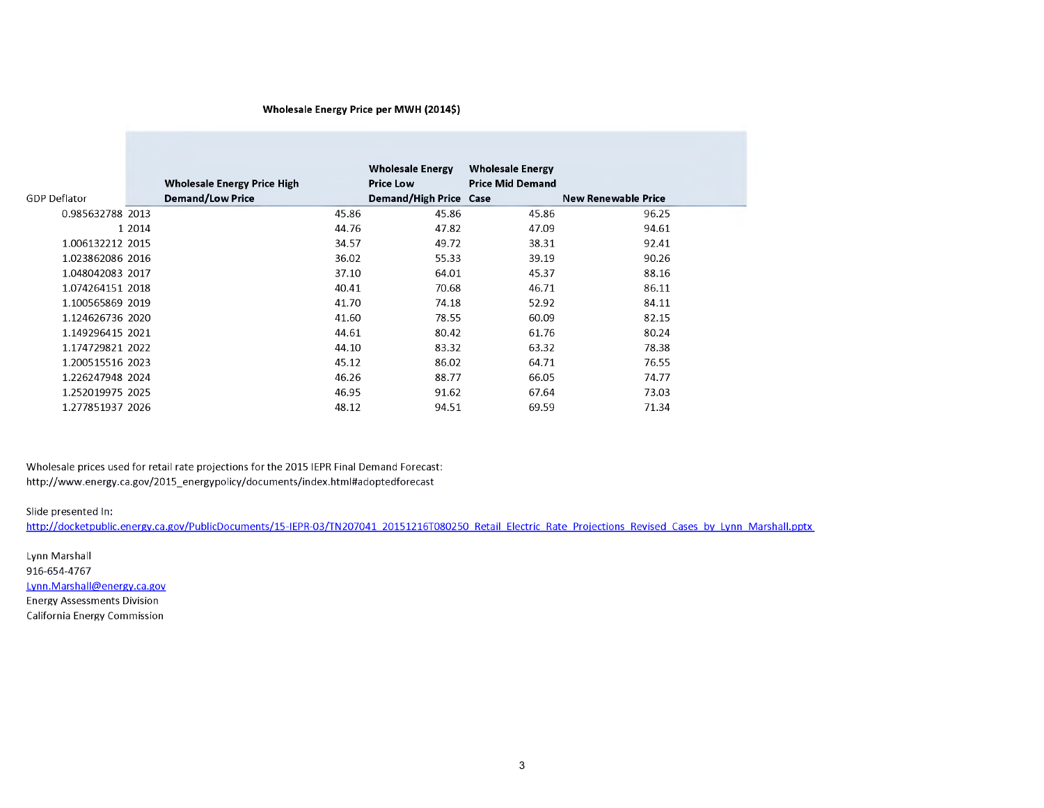**Wholesale Energy Price per MWH (2014$)**

| GDP Deflator | | Wholesale Energy Price High Demand/Low Price | Wholesale Energy Price Low Demand/High Price | Wholesale Energy Price Mid Demand Case | New Renewable Price |
|---|---|---|---|---|---|
| 0.985632788 | 2013 | 45.86 | 45.86 | 45.86 | 96.25 |
| 1 | 2014 | 44.76 | 47.82 | 47.09 | 94.61 |
| 1.006132212 | 2015 | 34.57 | 49.72 | 38.31 | 92.41 |
| 1.023862086 | 2016 | 36.02 | 55.33 | 39.19 | 90.26 |
| 1.048042083 | 2017 | 37.10 | 64.01 | 45.37 | 88.16 |
| 1.074264151 | 2018 | 40.41 | 70.68 | 46.71 | 86.11 |
| 1.100565869 | 2019 | 41.70 | 74.18 | 52.92 | 84.11 |
| 1.124626736 | 2020 | 41.60 | 78.55 | 60.09 | 82.15 |
| 1.149296415 | 2021 | 44.61 | 80.42 | 61.76 | 80.24 |
| 1.174729821 | 2022 | 44.10 | 83.32 | 63.32 | 78.38 |
| 1.200515516 | 2023 | 45.12 | 86.02 | 64.71 | 76.55 |
| 1.226247948 | 2024 | 46.26 | 88.77 | 66.05 | 74.77 |
| 1.252019975 | 2025 | 46.95 | 91.62 | 67.64 | 73.03 |
| 1.277851937 | 2026 | 48.12 | 94.51 | 69.59 | 71.34 |

Wholesale prices used for retail rate projections for the 2015 IEPR Final Demand Forecast:
http://www.energy.ca.gov/2015_energypolicy/documents/index.html#adoptedforecast

Slide presented In:
http://docketpublic.energy.ca.gov/PublicDocuments/15-IEPR-03/TN207041_20151216T080250_Retail_Electric_Rate_Projections_Revised_Cases_by_Lynn_Marshall.pptx

Lynn Marshall
916-654-4767
Lynn.Marshall@energy.ca.gov
Energy Assessments Division
California Energy Commission